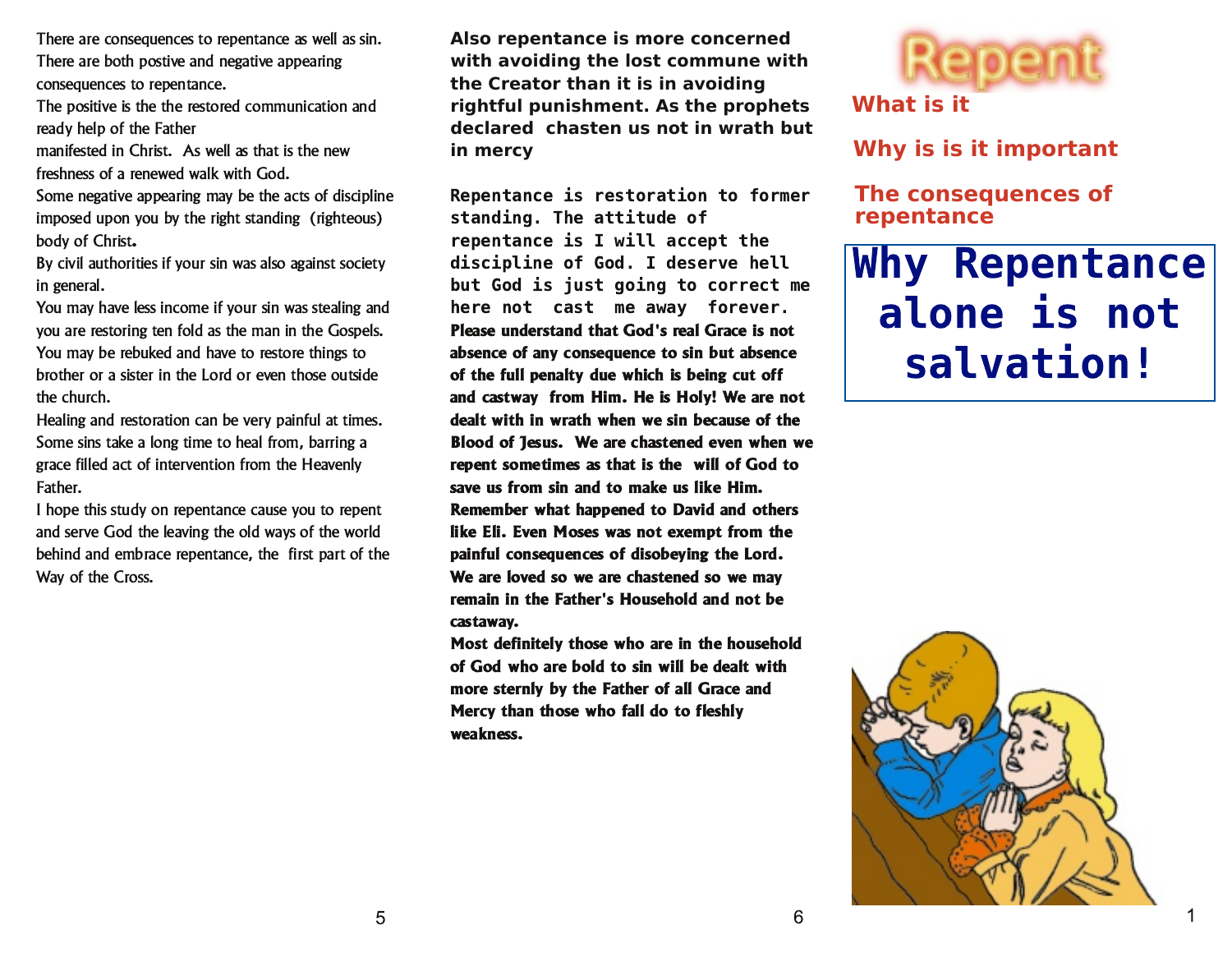There are consequences to repentance as well as sin. There are both postive and negative appearing consequences to repentance.

The positive is the the restored communication and ready help of the Father manifested in Christ. As well as that is the new freshness of a renewed walk with God.

Some negative appearing may be the acts of discipline imposed upon you by the right standing (righteous) body of Christ.

By civil authorities if your sin was also against society in general.

You may have less income if your sin was stealing and you are restoring ten fold as the man in the Gospels.

You may be rebuked and have to restore things to brother or a sister in the Lord or even those outside the church.

Healing and restoration can be very painful at times. Some sins take a long time to heal from, barring a grace filled act of intervention from the Heavenly Father.

I hope this study on repentance cause you to repent and serve God the leaving the old ways of the world behind and embrace repentance, the first part of the Way of the Cross.

**Also repentance is more concerned with avoiding the lost commune with the Creator than it is in avoiding rightful punishment. As the prophets declared chasten us not in wrath but in mercy**

**Repentance is restoration to former standing. The attitude of repentance is I will accept the discipline of God. I deserve hell but God is just going to correct me here not cast me away forever.**

**Please understand that God's real Grace is not absence of any consequence to sin but absence of the full penalty due which is being cut off and castway from Him. He is Holy! We are not dealt with in wrath when we sin because of the Blood of Jesus. We are chastened even when we repent sometimes as that is the will of God to save us from sin and to make us like Him. Remember what happened to David and others like Eli. Even Moses was not exempt from the painful consequences of disobeying the Lord. We are loved so we are chastened so we may remain in the Father's Household and not be castaway.**

**Most definitely those who are in the household of God who are bold to sin will be dealt with more sternly by the Father of all Grace and Mercy than those who fall do to fleshly weakness.**

# Repent

## What is it

## Why is is it important

## The consequences of repentance

# Why Repentance alone is not salvation!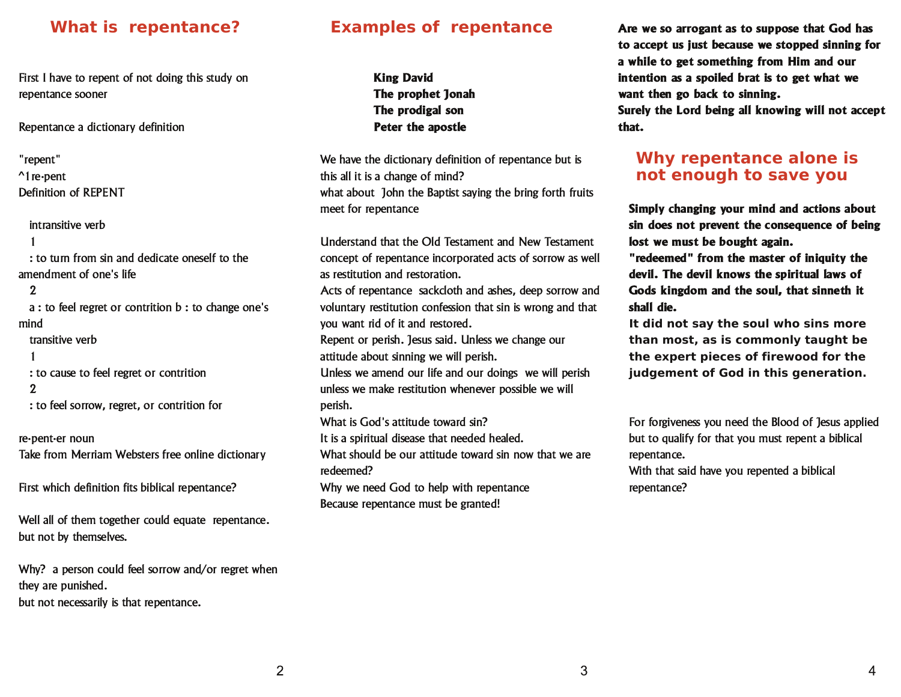## What is repentance?

First I have to repent of not doing this study on repentance sooner

Repentance a dictionary definition

"repent"
^1re·pent
Definition of REPENT

intransitive verb
1
: to turn from sin and dedicate oneself to the amendment of one's life
2
a : to feel regret or contrition b : to change one's mind
transitive verb
1
: to cause to feel regret or contrition
2
: to feel sorrow, regret, or contrition for

re·pent·er noun
Take from Merriam Websters free online dictionary

First which definition fits biblical repentance?

Well all of them together could equate repentance. but not by themselves.

Why? a person could feel sorrow and/or regret when they are punished.
but not necessarily is that repentance.

## Examples of repentance

**King David**
**The prophet Jonah**
**The prodigal son**
**Peter the apostle**

We have the dictionary definition of repentance but is this all it is a change of mind?
what about John the Baptist saying the bring forth fruits meet for repentance

Understand that the Old Testament and New Testament concept of repentance incorporated acts of sorrow as well as restitution and restoration.
Acts of repentance sackcloth and ashes, deep sorrow and voluntary restitution confession that sin is wrong and that you want rid of it and restored.
Repent or perish. Jesus said. Unless we change our attitude about sinning we will perish.
Unless we amend our life and our doings we will perish unless we make restitution whenever possible we will perish.
What is God's attitude toward sin?
It is a spiritual disease that needed healed.
What should be our attitude toward sin now that we are redeemed?
Why we need God to help with repentance
Because repentance must be granted!

**Are we so arrogant as to suppose that God has to accept us just because we stopped sinning for a while to get something from Him and our intention as a spoiled brat is to get what we want then go back to sinning.**
**Surely the Lord being all knowing will not accept that.**

## Why repentance alone is not enough to save you

**Simply changing your mind and actions about sin does not prevent the consequence of being lost we must be bought again.**
**"redeemed" from the master of iniquity the devil. The devil knows the spiritual laws of Gods kingdom and the soul, that sinneth it shall die.**
**It did not say the soul who sins more than most, as is commonly taught be the expert pieces of firewood for the judgement of God in this generation.**

For forgiveness you need the Blood of Jesus applied but to qualify for that you must repent a biblical repentance.
With that said have you repented a biblical repentance?